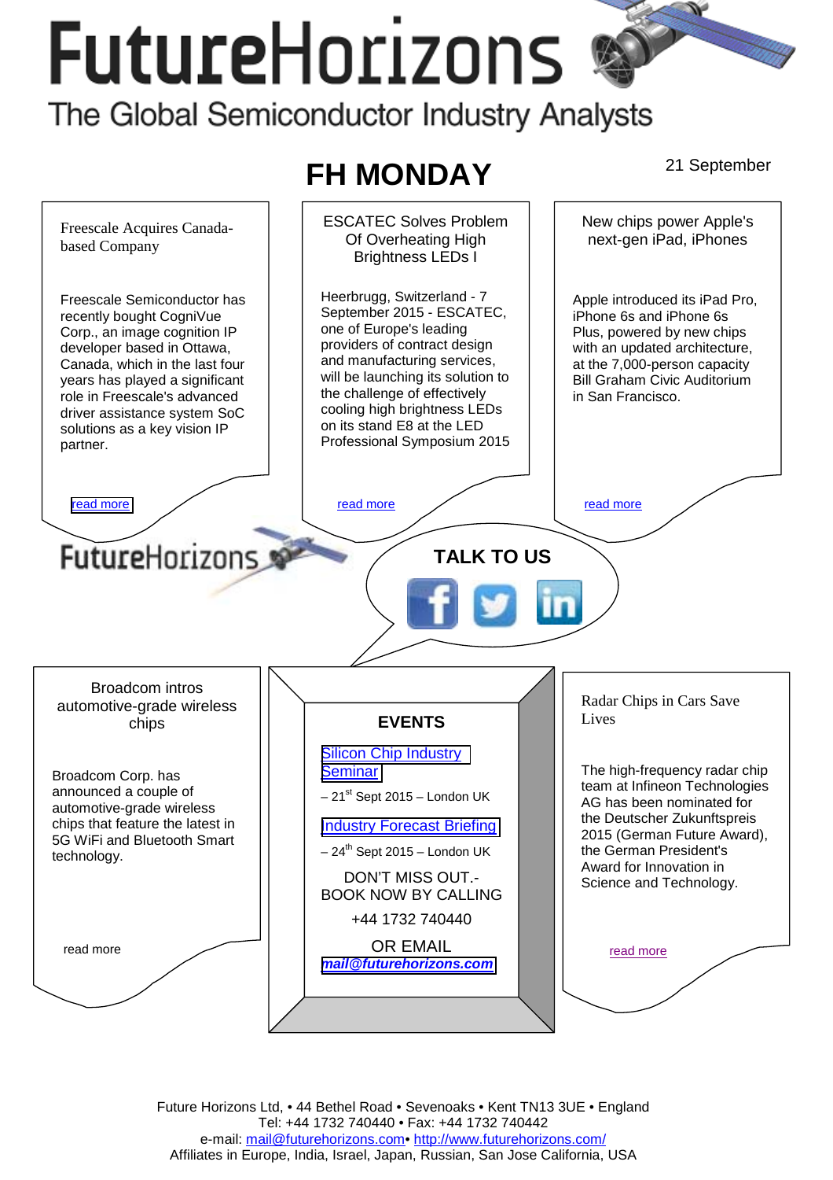# FutureHorizons

The Global Semiconductor Industry Analysts

## FH MONDAY

21 September

### Freescale Acquires Canada-based Company

Freescale Semiconductor has recently bought CogniVue Corp., an image cognition IP developer based in Ottawa, Canada, which in the last four years has played a significant role in Freescale's advanced driver assistance system SoC solutions as a key vision IP partner.

read more

### ESCATEC Solves Problem Of Overheating High Brightness LEDs l

Heerbrugg, Switzerland - 7 September 2015 - ESCATEC, one of Europe's leading providers of contract design and manufacturing services, will be launching its solution to the challenge of effectively cooling high brightness LEDs on its stand E8 at the LED Professional Symposium 2015

read more

### New chips power Apple's next-gen iPad, iPhones

Apple introduced its iPad Pro, iPhone 6s and iPhone 6s Plus, powered by new chips with an updated architecture, at the 7,000-person capacity Bill Graham Civic Auditorium in San Francisco.

read more

FutureHorizons

**TALK TO US**

### Broadcom intros automotive-grade wireless chips

Broadcom Corp. has announced a couple of automotive-grade wireless chips that feature the latest in 5G WiFi and Bluetooth Smart technology.

read more

### EVENTS

Silicon Chip Industry Seminar – 21st Sept 2015 – London UK

Industry Forecast Briefing – 24th Sept 2015 – London UK

DON'T MISS OUT.- BOOK NOW BY CALLING

+44 1732 740440

OR EMAIL

***mail@futurehorizons.com***

### Radar Chips in Cars Save Lives

The high-frequency radar chip team at Infineon Technologies AG has been nominated for the Deutscher Zukunftspreis 2015 (German Future Award), the German President's Award for Innovation in Science and Technology.

read more

Future Horizons Ltd, • 44 Bethel Road • Sevenoaks • Kent TN13 3UE • England
Tel: +44 1732 740440 • Fax: +44 1732 740442
e-mail: mail@futurehorizons.com• http://www.futurehorizons.com/
Affiliates in Europe, India, Israel, Japan, Russian, San Jose California, USA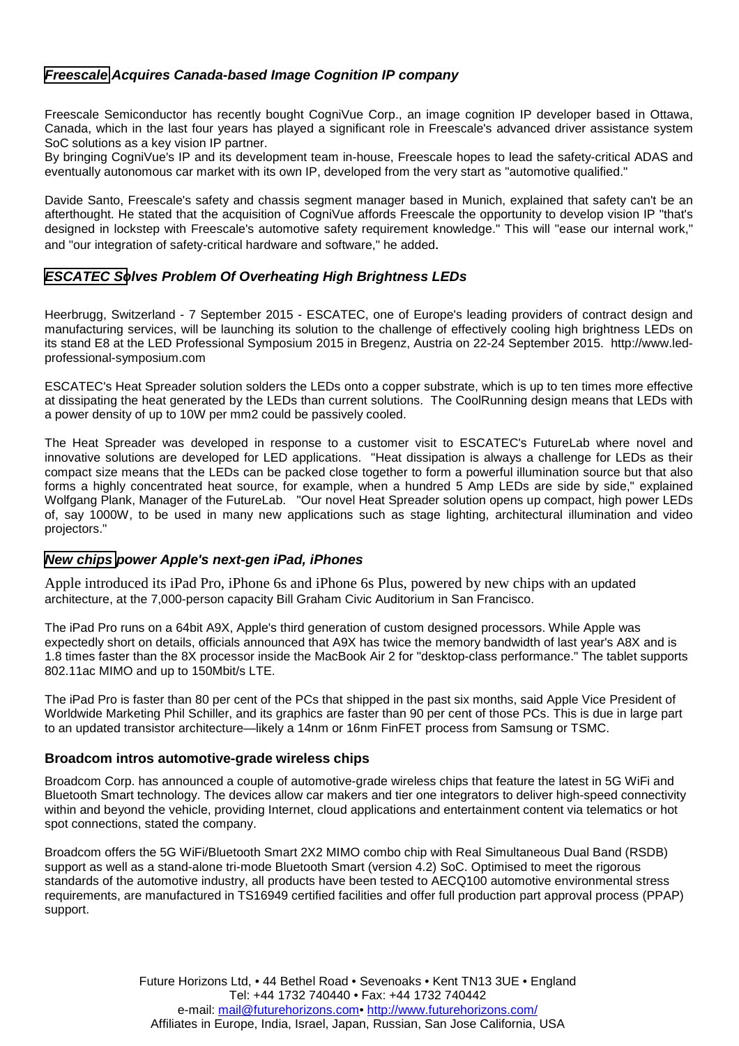## *Freescale Acquires Canada-based Image Cognition IP company*

Freescale Semiconductor has recently bought CogniVue Corp., an image cognition IP developer based in Ottawa, Canada, which in the last four years has played a significant role in Freescale's advanced driver assistance system SoC solutions as a key vision IP partner.
By bringing CogniVue's IP and its development team in-house, Freescale hopes to lead the safety-critical ADAS and eventually autonomous car market with its own IP, developed from the very start as "automotive qualified."

Davide Santo, Freescale's safety and chassis segment manager based in Munich, explained that safety can't be an afterthought. He stated that the acquisition of CogniVue affords Freescale the opportunity to develop vision IP "that's designed in lockstep with Freescale's automotive safety requirement knowledge." This will "ease our internal work," and "our integration of safety-critical hardware and software," he added.

## *ESCATEC Solves Problem Of Overheating High Brightness LEDs*

Heerbrugg, Switzerland - 7 September 2015 - ESCATEC, one of Europe's leading providers of contract design and manufacturing services, will be launching its solution to the challenge of effectively cooling high brightness LEDs on its stand E8 at the LED Professional Symposium 2015 in Bregenz, Austria on 22-24 September 2015. http://www.led-professional-symposium.com

ESCATEC's Heat Spreader solution solders the LEDs onto a copper substrate, which is up to ten times more effective at dissipating the heat generated by the LEDs than current solutions. The CoolRunning design means that LEDs with a power density of up to 10W per mm2 could be passively cooled.

The Heat Spreader was developed in response to a customer visit to ESCATEC's FutureLab where novel and innovative solutions are developed for LED applications. "Heat dissipation is always a challenge for LEDs as their compact size means that the LEDs can be packed close together to form a powerful illumination source but that also forms a highly concentrated heat source, for example, when a hundred 5 Amp LEDs are side by side," explained Wolfgang Plank, Manager of the FutureLab. "Our novel Heat Spreader solution opens up compact, high power LEDs of, say 1000W, to be used in many new applications such as stage lighting, architectural illumination and video projectors."

## *New chips power Apple's next-gen iPad, iPhones*

Apple introduced its iPad Pro, iPhone 6s and iPhone 6s Plus, powered by new chips with an updated architecture, at the 7,000-person capacity Bill Graham Civic Auditorium in San Francisco.

The iPad Pro runs on a 64bit A9X, Apple's third generation of custom designed processors. While Apple was expectedly short on details, officials announced that A9X has twice the memory bandwidth of last year's A8X and is 1.8 times faster than the 8X processor inside the MacBook Air 2 for "desktop-class performance." The tablet supports 802.11ac MIMO and up to 150Mbit/s LTE.

The iPad Pro is faster than 80 per cent of the PCs that shipped in the past six months, said Apple Vice President of Worldwide Marketing Phil Schiller, and its graphics are faster than 90 per cent of those PCs. This is due in large part to an updated transistor architecture—likely a 14nm or 16nm FinFET process from Samsung or TSMC.

## Broadcom intros automotive-grade wireless chips

Broadcom Corp. has announced a couple of automotive-grade wireless chips that feature the latest in 5G WiFi and Bluetooth Smart technology. The devices allow car makers and tier one integrators to deliver high-speed connectivity within and beyond the vehicle, providing Internet, cloud applications and entertainment content via telematics or hot spot connections, stated the company.

Broadcom offers the 5G WiFi/Bluetooth Smart 2X2 MIMO combo chip with Real Simultaneous Dual Band (RSDB) support as well as a stand-alone tri-mode Bluetooth Smart (version 4.2) SoC. Optimised to meet the rigorous standards of the automotive industry, all products have been tested to AECQ100 automotive environmental stress requirements, are manufactured in TS16949 certified facilities and offer full production part approval process (PPAP) support.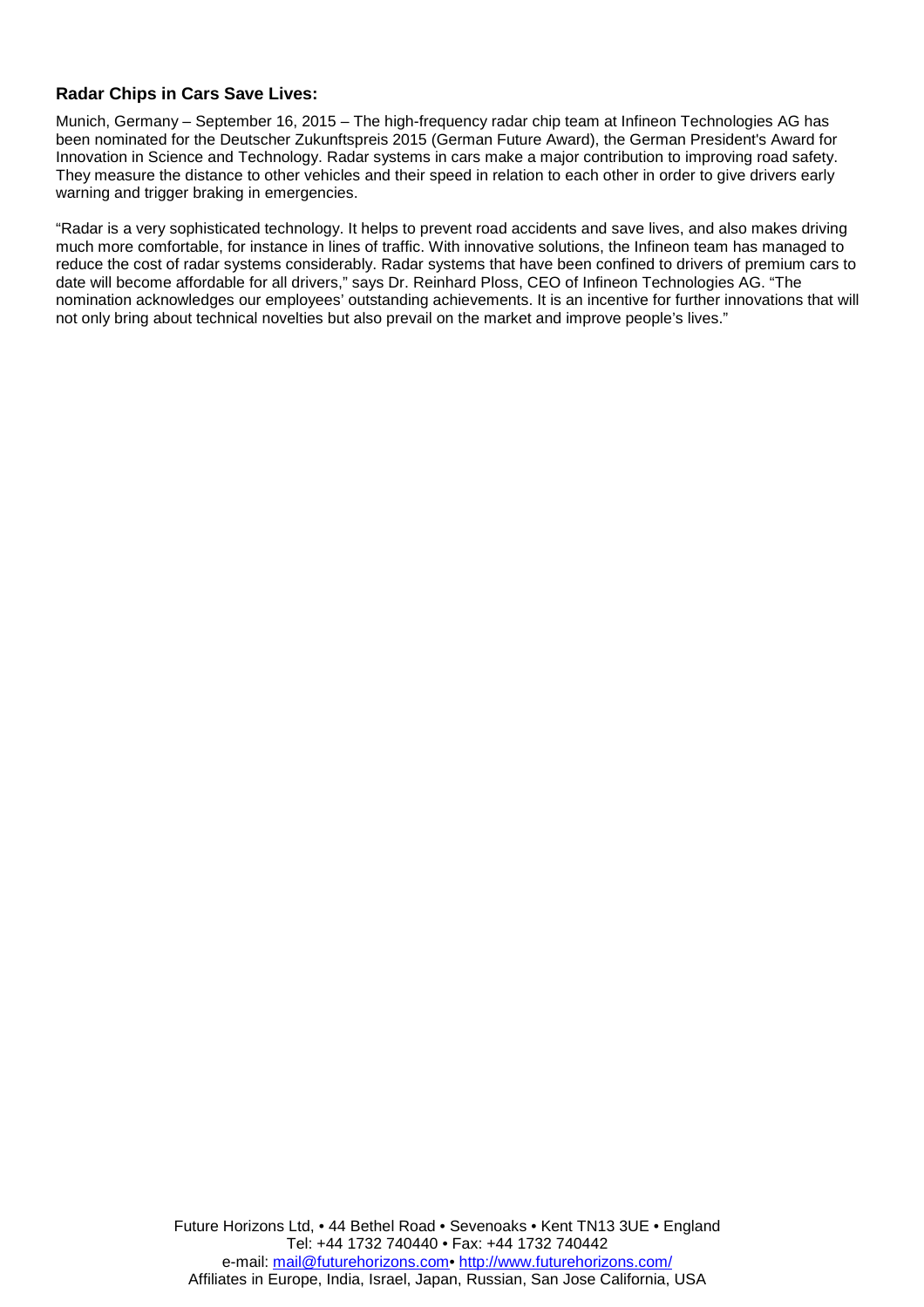**Radar Chips in Cars Save Lives:**

Munich, Germany – September 16, 2015 – The high-frequency radar chip team at Infineon Technologies AG has been nominated for the Deutscher Zukunftspreis 2015 (German Future Award), the German President's Award for Innovation in Science and Technology. Radar systems in cars make a major contribution to improving road safety. They measure the distance to other vehicles and their speed in relation to each other in order to give drivers early warning and trigger braking in emergencies.

"Radar is a very sophisticated technology. It helps to prevent road accidents and save lives, and also makes driving much more comfortable, for instance in lines of traffic. With innovative solutions, the Infineon team has managed to reduce the cost of radar systems considerably. Radar systems that have been confined to drivers of premium cars to date will become affordable for all drivers," says Dr. Reinhard Ploss, CEO of Infineon Technologies AG. "The nomination acknowledges our employees' outstanding achievements. It is an incentive for further innovations that will not only bring about technical novelties but also prevail on the market and improve people's lives."